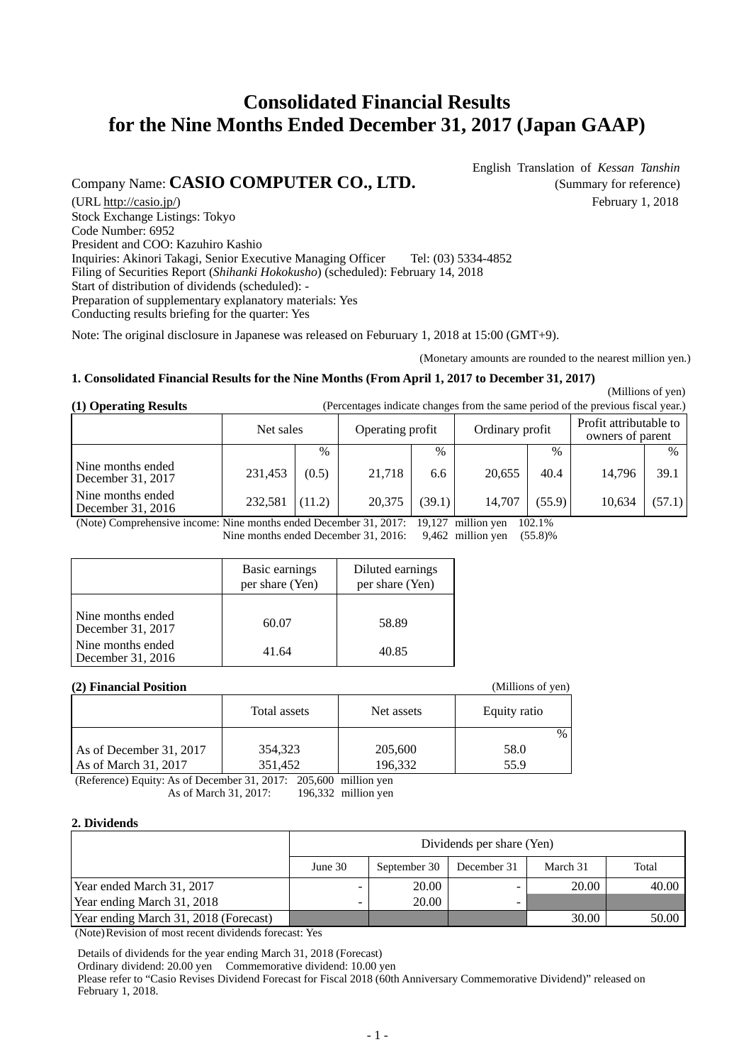# Consolidated Financial Results for the Nine Months Ended December 31, 2017 (Japan GAAP)

English Translation of *Kessan Tanshin*
(Summary for reference)
February 1, 2018

Company Name: **CASIO COMPUTER CO., LTD.**
(URL http://casio.jp/)
Stock Exchange Listings: Tokyo
Code Number: 6952
President and COO: Kazuhiro Kashio
Inquiries: Akinori Takagi, Senior Executive Managing Officer Tel: (03) 5334-4852
Filing of Securities Report (*Shihanki Hokokusho*) (scheduled): February 14, 2018
Start of distribution of dividends (scheduled): -
Preparation of supplementary explanatory materials: Yes
Conducting results briefing for the quarter: Yes

Note: The original disclosure in Japanese was released on Feburuary 1, 2018 at 15:00 (GMT+9).

(Monetary amounts are rounded to the nearest million yen.)

### 1. Consolidated Financial Results for the Nine Months (From April 1, 2017 to December 31, 2017)

(Millions of yen)

**(1) Operating Results** (Percentages indicate changes from the same period of the previous fiscal year.)

| | Net sales | | Operating profit | | Ordinary profit | | Profit attributable to owners of parent | |
|---|---|---|---|---|---|---|---|---|
| | | % | | % | | % | | % |
| Nine months ended December 31, 2017 | 231,453 | (0.5) | 21,718 | 6.6 | 20,655 | 40.4 | 14,796 | 39.1 |
| Nine months ended December 31, 2016 | 232,581 | (11.2) | 20,375 | (39.1) | 14,707 | (55.9) | 10,634 | (57.1) |

(Note) Comprehensive income: Nine months ended December 31, 2017: 19,127 million yen 102.1%
Nine months ended December 31, 2016: 9,462 million yen (55.8)%

| | Basic earnings per share (Yen) | Diluted earnings per share (Yen) |
|---|---|---|
| Nine months ended December 31, 2017 | 60.07 | 58.89 |
| Nine months ended December 31, 2016 | 41.64 | 40.85 |

**(2) Financial Position** (Millions of yen)

| | Total assets | Net assets | Equity ratio |
|---|---|---|---|
| | | | % |
| As of December 31, 2017 | 354,323 | 205,600 | 58.0 |
| As of March 31, 2017 | 351,452 | 196,332 | 55.9 |

(Reference) Equity: As of December 31, 2017: 205,600 million yen
As of March 31, 2017: 196,332 million yen

### 2. Dividends

| | Dividends per share (Yen) | | | | |
|---|---|---|---|---|---|
| | June 30 | September 30 | December 31 | March 31 | Total |
| Year ended March 31, 2017 | - | 20.00 | - | 20.00 | 40.00 |
| Year ending March 31, 2018 | - | 20.00 | - | | |
| Year ending March 31, 2018 (Forecast) | | | | 30.00 | 50.00 |

(Note) Revision of most recent dividends forecast: Yes

Details of dividends for the year ending March 31, 2018 (Forecast)
Ordinary dividend: 20.00 yen Commemorative dividend: 10.00 yen
Please refer to "Casio Revises Dividend Forecast for Fiscal 2018 (60th Anniversary Commemorative Dividend)" released on February 1, 2018.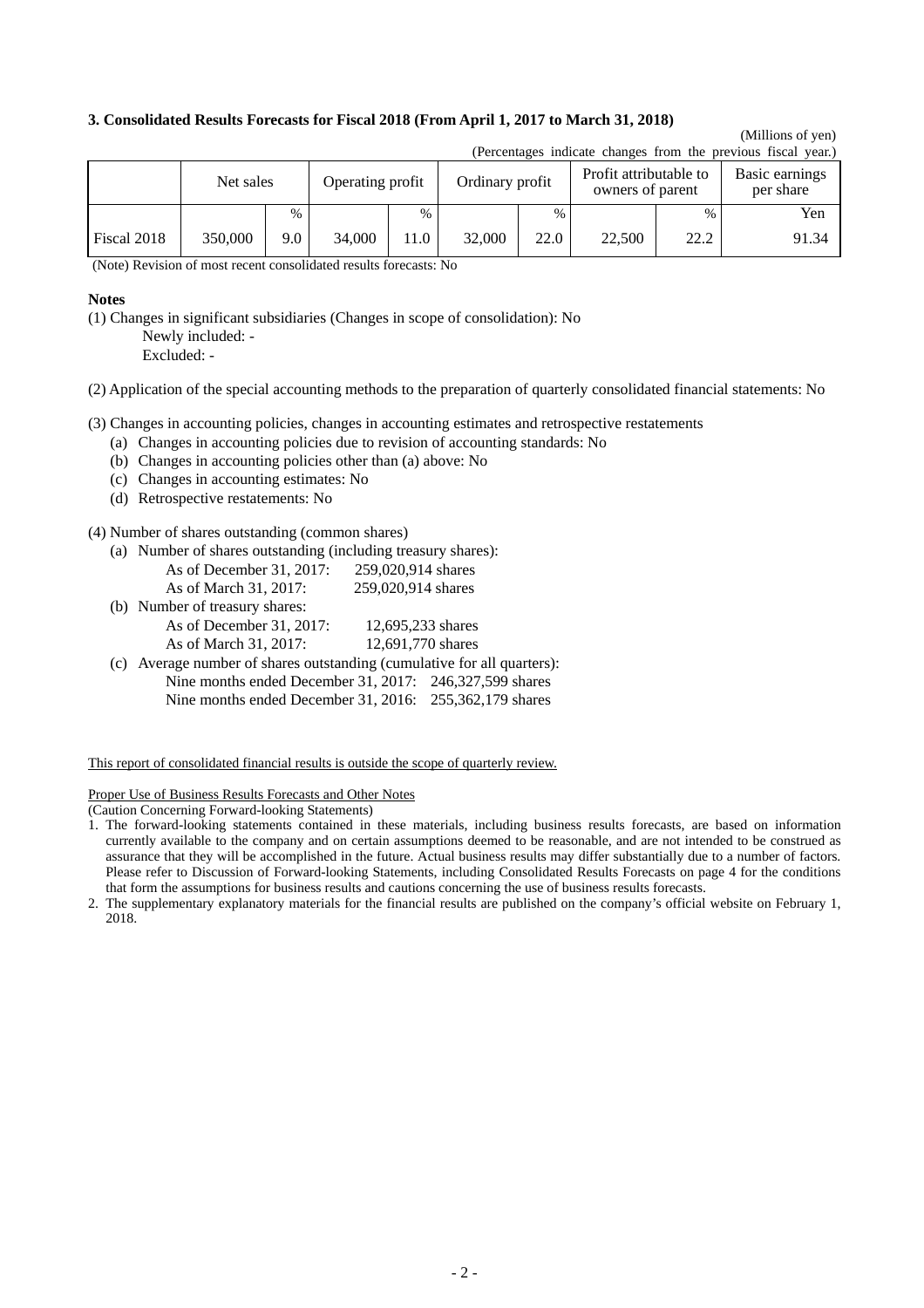### 3. Consolidated Results Forecasts for Fiscal 2018 (From April 1, 2017 to March 31, 2018)

(Millions of yen)

(Percentages indicate changes from the previous fiscal year.)

| | Net sales | | Operating profit | | Ordinary profit | | Profit attributable to owners of parent | | Basic earnings per share |
|---|---|---|---|---|---|---|---|---|---|
| | | % | | % | | % | | % | Yen |
| Fiscal 2018 | 350,000 | 9.0 | 34,000 | 11.0 | 32,000 | 22.0 | 22,500 | 22.2 | 91.34 |

(Note) Revision of most recent consolidated results forecasts: No

**Notes**

(1) Changes in significant subsidiaries (Changes in scope of consolidation): No

Newly included: -

Excluded: -

(2) Application of the special accounting methods to the preparation of quarterly consolidated financial statements: No

(3) Changes in accounting policies, changes in accounting estimates and retrospective restatements

(a) Changes in accounting policies due to revision of accounting standards: No

(b) Changes in accounting policies other than (a) above: No

(c) Changes in accounting estimates: No

(d) Retrospective restatements: No

(4) Number of shares outstanding (common shares)

(a) Number of shares outstanding (including treasury shares):

As of December 31, 2017: 259,020,914 shares

As of March 31, 2017: 259,020,914 shares

(b) Number of treasury shares:

As of December 31, 2017: 12,695,233 shares

As of March 31, 2017: 12,691,770 shares

(c) Average number of shares outstanding (cumulative for all quarters):

Nine months ended December 31, 2017: 246,327,599 shares

Nine months ended December 31, 2016: 255,362,179 shares

This report of consolidated financial results is outside the scope of quarterly review.

Proper Use of Business Results Forecasts and Other Notes

(Caution Concerning Forward-looking Statements)

1. The forward-looking statements contained in these materials, including business results forecasts, are based on information currently available to the company and on certain assumptions deemed to be reasonable, and are not intended to be construed as assurance that they will be accomplished in the future. Actual business results may differ substantially due to a number of factors. Please refer to Discussion of Forward-looking Statements, including Consolidated Results Forecasts on page 4 for the conditions that form the assumptions for business results and cautions concerning the use of business results forecasts.
2. The supplementary explanatory materials for the financial results are published on the company's official website on February 1, 2018.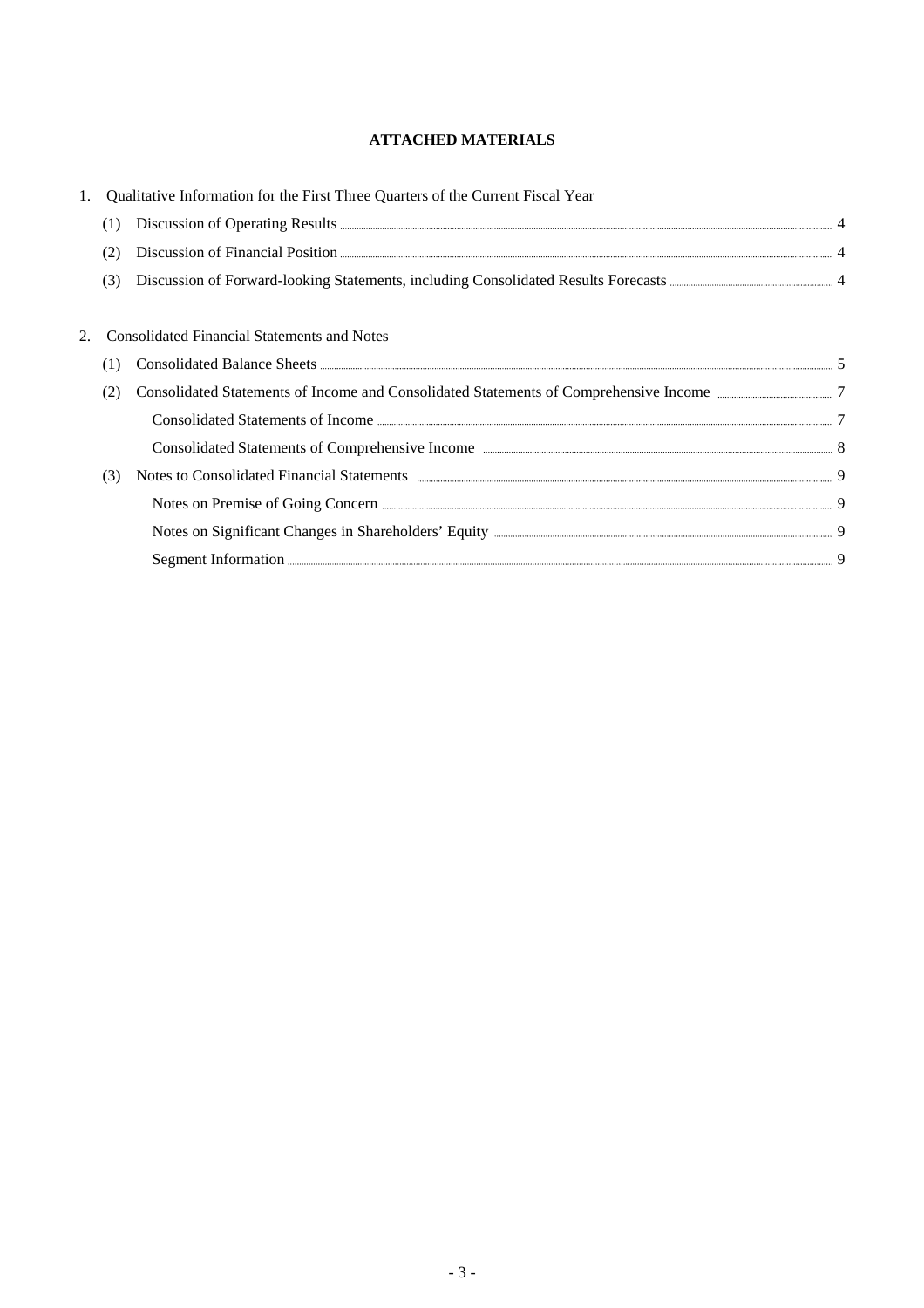# ATTACHED MATERIALS

1. Qualitative Information for the First Three Quarters of the Current Fiscal Year
   - (1) Discussion of Operating Results ........ 4
   - (2) Discussion of Financial Position ........ 4
   - (3) Discussion of Forward-looking Statements, including Consolidated Results Forecasts ........ 4

2. Consolidated Financial Statements and Notes
   - (1) Consolidated Balance Sheets ........ 5
   - (2) Consolidated Statements of Income and Consolidated Statements of Comprehensive Income ........ 7
     - Consolidated Statements of Income ........ 7
     - Consolidated Statements of Comprehensive Income ........ 8
   - (3) Notes to Consolidated Financial Statements ........ 9
     - Notes on Premise of Going Concern ........ 9
     - Notes on Significant Changes in Shareholders' Equity ........ 9
     - Segment Information ........ 9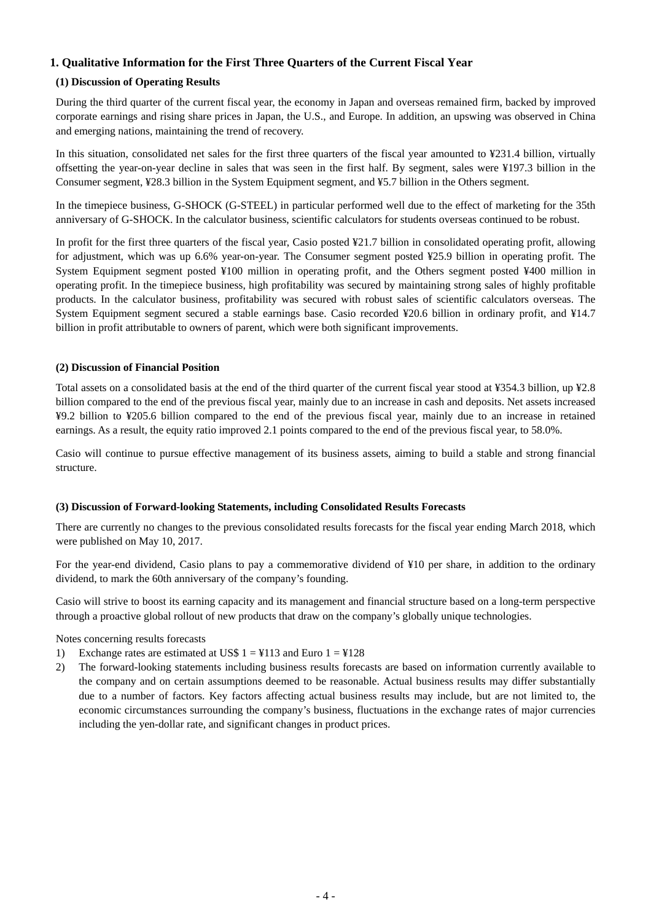## 1. Qualitative Information for the First Three Quarters of the Current Fiscal Year

### (1) Discussion of Operating Results

During the third quarter of the current fiscal year, the economy in Japan and overseas remained firm, backed by improved corporate earnings and rising share prices in Japan, the U.S., and Europe. In addition, an upswing was observed in China and emerging nations, maintaining the trend of recovery.

In this situation, consolidated net sales for the first three quarters of the fiscal year amounted to ¥231.4 billion, virtually offsetting the year-on-year decline in sales that was seen in the first half. By segment, sales were ¥197.3 billion in the Consumer segment, ¥28.3 billion in the System Equipment segment, and ¥5.7 billion in the Others segment.

In the timepiece business, G-SHOCK (G-STEEL) in particular performed well due to the effect of marketing for the 35th anniversary of G-SHOCK. In the calculator business, scientific calculators for students overseas continued to be robust.

In profit for the first three quarters of the fiscal year, Casio posted ¥21.7 billion in consolidated operating profit, allowing for adjustment, which was up 6.6% year-on-year. The Consumer segment posted ¥25.9 billion in operating profit. The System Equipment segment posted ¥100 million in operating profit, and the Others segment posted ¥400 million in operating profit. In the timepiece business, high profitability was secured by maintaining strong sales of highly profitable products. In the calculator business, profitability was secured with robust sales of scientific calculators overseas. The System Equipment segment secured a stable earnings base. Casio recorded ¥20.6 billion in ordinary profit, and ¥14.7 billion in profit attributable to owners of parent, which were both significant improvements.

### (2) Discussion of Financial Position

Total assets on a consolidated basis at the end of the third quarter of the current fiscal year stood at ¥354.3 billion, up ¥2.8 billion compared to the end of the previous fiscal year, mainly due to an increase in cash and deposits. Net assets increased ¥9.2 billion to ¥205.6 billion compared to the end of the previous fiscal year, mainly due to an increase in retained earnings. As a result, the equity ratio improved 2.1 points compared to the end of the previous fiscal year, to 58.0%.

Casio will continue to pursue effective management of its business assets, aiming to build a stable and strong financial structure.

### (3) Discussion of Forward-looking Statements, including Consolidated Results Forecasts

There are currently no changes to the previous consolidated results forecasts for the fiscal year ending March 2018, which were published on May 10, 2017.

For the year-end dividend, Casio plans to pay a commemorative dividend of ¥10 per share, in addition to the ordinary dividend, to mark the 60th anniversary of the company's founding.

Casio will strive to boost its earning capacity and its management and financial structure based on a long-term perspective through a proactive global rollout of new products that draw on the company's globally unique technologies.

Notes concerning results forecasts

1) Exchange rates are estimated at US$ 1 = ¥113 and Euro 1 = ¥128
2) The forward-looking statements including business results forecasts are based on information currently available to the company and on certain assumptions deemed to be reasonable. Actual business results may differ substantially due to a number of factors. Key factors affecting actual business results may include, but are not limited to, the economic circumstances surrounding the company's business, fluctuations in the exchange rates of major currencies including the yen-dollar rate, and significant changes in product prices.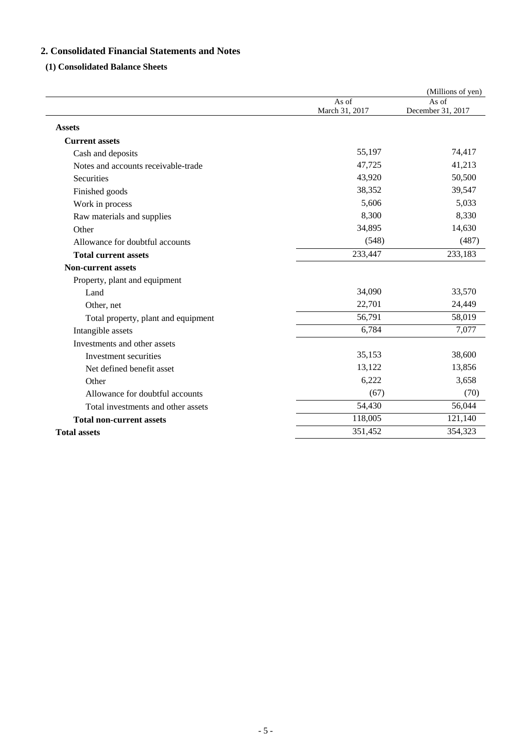## 2. Consolidated Financial Statements and Notes

### (1) Consolidated Balance Sheets

(Millions of yen)

| | As of March 31, 2017 | As of December 31, 2017 |
|---|---|---|
| **Assets** | | |
| **Current assets** | | |
| Cash and deposits | 55,197 | 74,417 |
| Notes and accounts receivable-trade | 47,725 | 41,213 |
| Securities | 43,920 | 50,500 |
| Finished goods | 38,352 | 39,547 |
| Work in process | 5,606 | 5,033 |
| Raw materials and supplies | 8,300 | 8,330 |
| Other | 34,895 | 14,630 |
| Allowance for doubtful accounts | (548) | (487) |
| **Total current assets** | 233,447 | 233,183 |
| **Non-current assets** | | |
| Property, plant and equipment | | |
| Land | 34,090 | 33,570 |
| Other, net | 22,701 | 24,449 |
| Total property, plant and equipment | 56,791 | 58,019 |
| Intangible assets | 6,784 | 7,077 |
| Investments and other assets | | |
| Investment securities | 35,153 | 38,600 |
| Net defined benefit asset | 13,122 | 13,856 |
| Other | 6,222 | 3,658 |
| Allowance for doubtful accounts | (67) | (70) |
| Total investments and other assets | 54,430 | 56,044 |
| **Total non-current assets** | 118,005 | 121,140 |
| **Total assets** | 351,452 | 354,323 |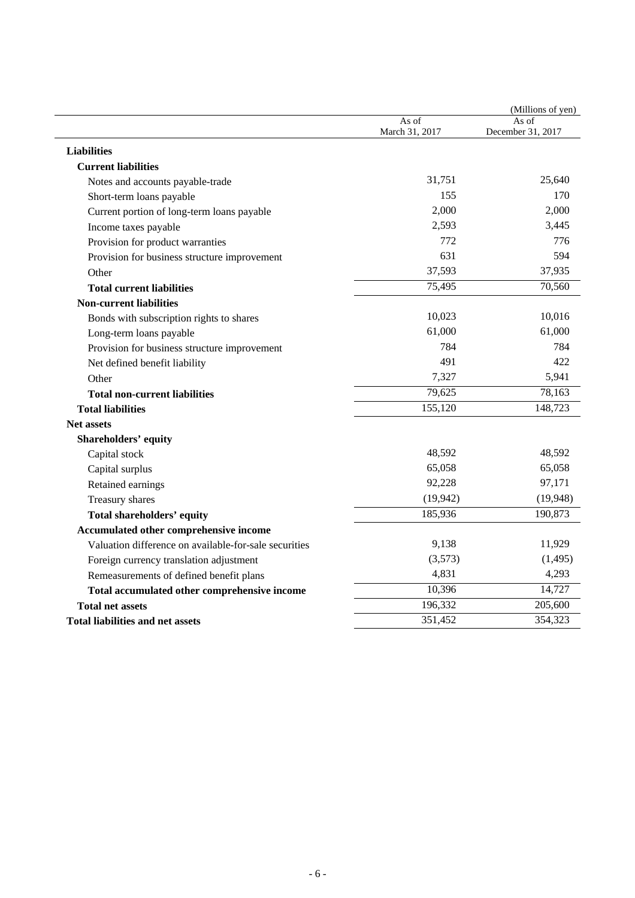(Millions of yen)

| | As of March 31, 2017 | As of December 31, 2017 |
|---|---|---|
| **Liabilities** | | |
| **Current liabilities** | | |
| Notes and accounts payable-trade | 31,751 | 25,640 |
| Short-term loans payable | 155 | 170 |
| Current portion of long-term loans payable | 2,000 | 2,000 |
| Income taxes payable | 2,593 | 3,445 |
| Provision for product warranties | 772 | 776 |
| Provision for business structure improvement | 631 | 594 |
| Other | 37,593 | 37,935 |
| **Total current liabilities** | 75,495 | 70,560 |
| **Non-current liabilities** | | |
| Bonds with subscription rights to shares | 10,023 | 10,016 |
| Long-term loans payable | 61,000 | 61,000 |
| Provision for business structure improvement | 784 | 784 |
| Net defined benefit liability | 491 | 422 |
| Other | 7,327 | 5,941 |
| **Total non-current liabilities** | 79,625 | 78,163 |
| **Total liabilities** | 155,120 | 148,723 |
| **Net assets** | | |
| **Shareholders' equity** | | |
| Capital stock | 48,592 | 48,592 |
| Capital surplus | 65,058 | 65,058 |
| Retained earnings | 92,228 | 97,171 |
| Treasury shares | (19,942) | (19,948) |
| **Total shareholders' equity** | 185,936 | 190,873 |
| **Accumulated other comprehensive income** | | |
| Valuation difference on available-for-sale securities | 9,138 | 11,929 |
| Foreign currency translation adjustment | (3,573) | (1,495) |
| Remeasurements of defined benefit plans | 4,831 | 4,293 |
| **Total accumulated other comprehensive income** | 10,396 | 14,727 |
| **Total net assets** | 196,332 | 205,600 |
| **Total liabilities and net assets** | 351,452 | 354,323 |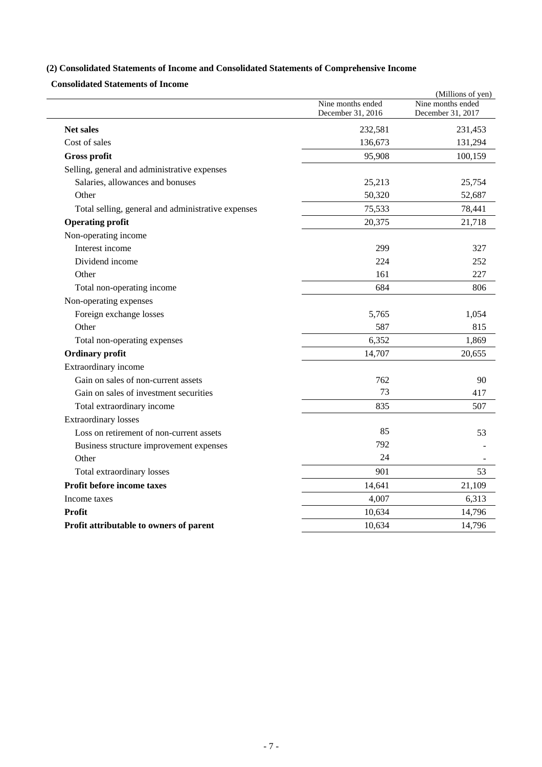## (2) Consolidated Statements of Income and Consolidated Statements of Comprehensive Income

### Consolidated Statements of Income

(Millions of yen)

| | Nine months ended December 31, 2016 | Nine months ended December 31, 2017 |
|---|---|---|
| **Net sales** | 232,581 | 231,453 |
| Cost of sales | 136,673 | 131,294 |
| **Gross profit** | 95,908 | 100,159 |
| Selling, general and administrative expenses | | |
| Salaries, allowances and bonuses | 25,213 | 25,754 |
| Other | 50,320 | 52,687 |
| Total selling, general and administrative expenses | 75,533 | 78,441 |
| **Operating profit** | 20,375 | 21,718 |
| Non-operating income | | |
| Interest income | 299 | 327 |
| Dividend income | 224 | 252 |
| Other | 161 | 227 |
| Total non-operating income | 684 | 806 |
| Non-operating expenses | | |
| Foreign exchange losses | 5,765 | 1,054 |
| Other | 587 | 815 |
| Total non-operating expenses | 6,352 | 1,869 |
| **Ordinary profit** | 14,707 | 20,655 |
| Extraordinary income | | |
| Gain on sales of non-current assets | 762 | 90 |
| Gain on sales of investment securities | 73 | 417 |
| Total extraordinary income | 835 | 507 |
| Extraordinary losses | | |
| Loss on retirement of non-current assets | 85 | 53 |
| Business structure improvement expenses | 792 | - |
| Other | 24 | - |
| Total extraordinary losses | 901 | 53 |
| **Profit before income taxes** | 14,641 | 21,109 |
| Income taxes | 4,007 | 6,313 |
| **Profit** | 10,634 | 14,796 |
| **Profit attributable to owners of parent** | 10,634 | 14,796 |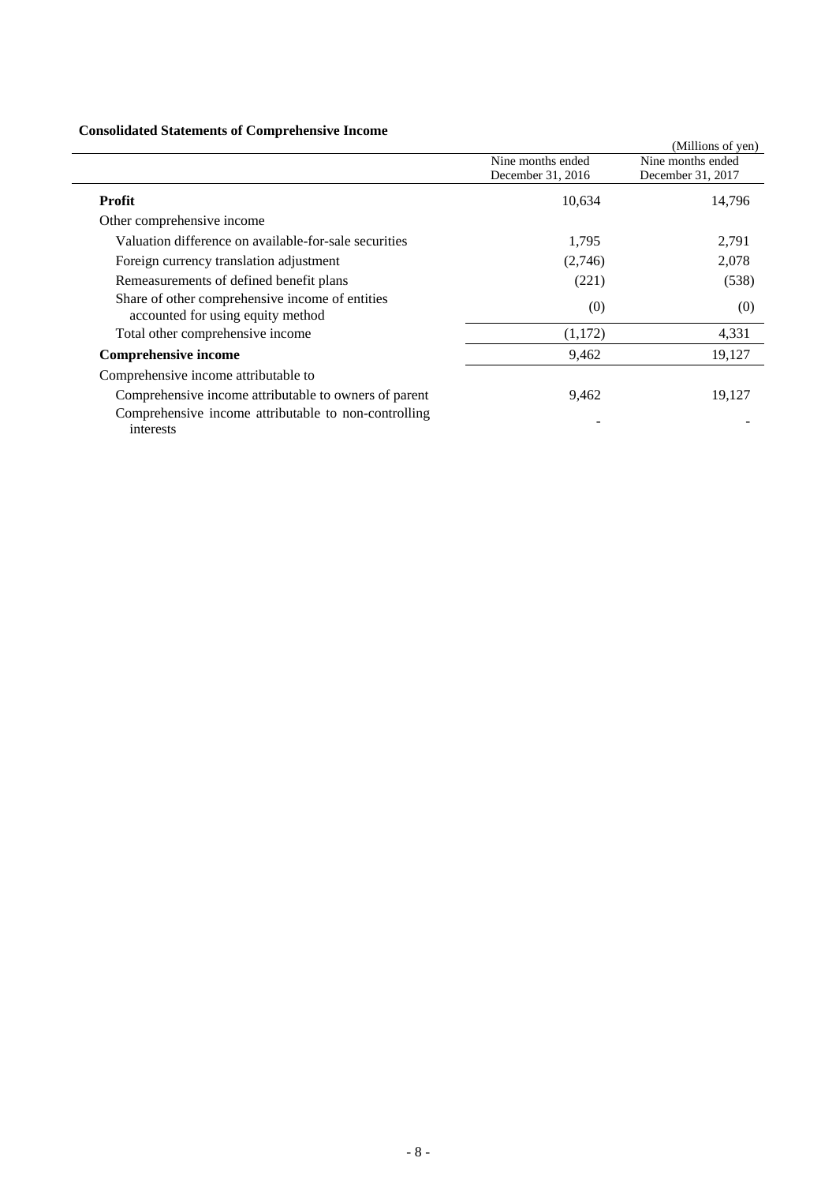**Consolidated Statements of Comprehensive Income**

(Millions of yen)

| | Nine months ended December 31, 2016 | Nine months ended December 31, 2017 |
|---|---|---|
| **Profit** | 10,634 | 14,796 |
| Other comprehensive income | | |
| Valuation difference on available-for-sale securities | 1,795 | 2,791 |
| Foreign currency translation adjustment | (2,746) | 2,078 |
| Remeasurements of defined benefit plans | (221) | (538) |
| Share of other comprehensive income of entities accounted for using equity method | (0) | (0) |
| Total other comprehensive income | (1,172) | 4,331 |
| **Comprehensive income** | 9,462 | 19,127 |
| Comprehensive income attributable to | | |
| Comprehensive income attributable to owners of parent | 9,462 | 19,127 |
| Comprehensive income attributable to non-controlling interests | - | - |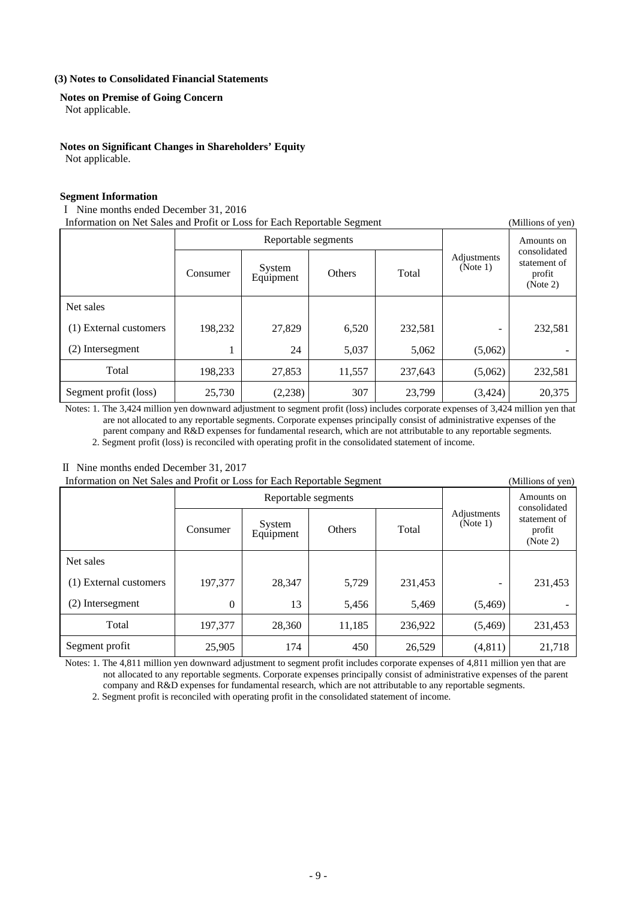### (3) Notes to Consolidated Financial Statements

**Notes on Premise of Going Concern**

Not applicable.

**Notes on Significant Changes in Shareholders' Equity**

Not applicable.

**Segment Information**

Ⅰ Nine months ended December 31, 2016

Information on Net Sales and Profit or Loss for Each Reportable Segment (Millions of yen)

| | Reportable segments | | | | Adjustments (Note 1) | Amounts on consolidated statement of profit (Note 2) |
|---|---|---|---|---|---|---|
| | Consumer | System Equipment | Others | Total | | |
| Net sales | | | | | | |
| (1) External customers | 198,232 | 27,829 | 6,520 | 232,581 | - | 232,581 |
| (2) Intersegment | 1 | 24 | 5,037 | 5,062 | (5,062) | - |
| Total | 198,233 | 27,853 | 11,557 | 237,643 | (5,062) | 232,581 |
| Segment profit (loss) | 25,730 | (2,238) | 307 | 23,799 | (3,424) | 20,375 |

Notes: 1. The 3,424 million yen downward adjustment to segment profit (loss) includes corporate expenses of 3,424 million yen that are not allocated to any reportable segments. Corporate expenses principally consist of administrative expenses of the parent company and R&D expenses for fundamental research, which are not attributable to any reportable segments.

2. Segment profit (loss) is reconciled with operating profit in the consolidated statement of income.

Ⅱ Nine months ended December 31, 2017

Information on Net Sales and Profit or Loss for Each Reportable Segment (Millions of yen)

| | Reportable segments | | | | Adjustments (Note 1) | Amounts on consolidated statement of profit (Note 2) |
|---|---|---|---|---|---|---|
| | Consumer | System Equipment | Others | Total | | |
| Net sales | | | | | | |
| (1) External customers | 197,377 | 28,347 | 5,729 | 231,453 | - | 231,453 |
| (2) Intersegment | 0 | 13 | 5,456 | 5,469 | (5,469) | - |
| Total | 197,377 | 28,360 | 11,185 | 236,922 | (5,469) | 231,453 |
| Segment profit | 25,905 | 174 | 450 | 26,529 | (4,811) | 21,718 |

Notes: 1. The 4,811 million yen downward adjustment to segment profit includes corporate expenses of 4,811 million yen that are not allocated to any reportable segments. Corporate expenses principally consist of administrative expenses of the parent company and R&D expenses for fundamental research, which are not attributable to any reportable segments.

2. Segment profit is reconciled with operating profit in the consolidated statement of income.